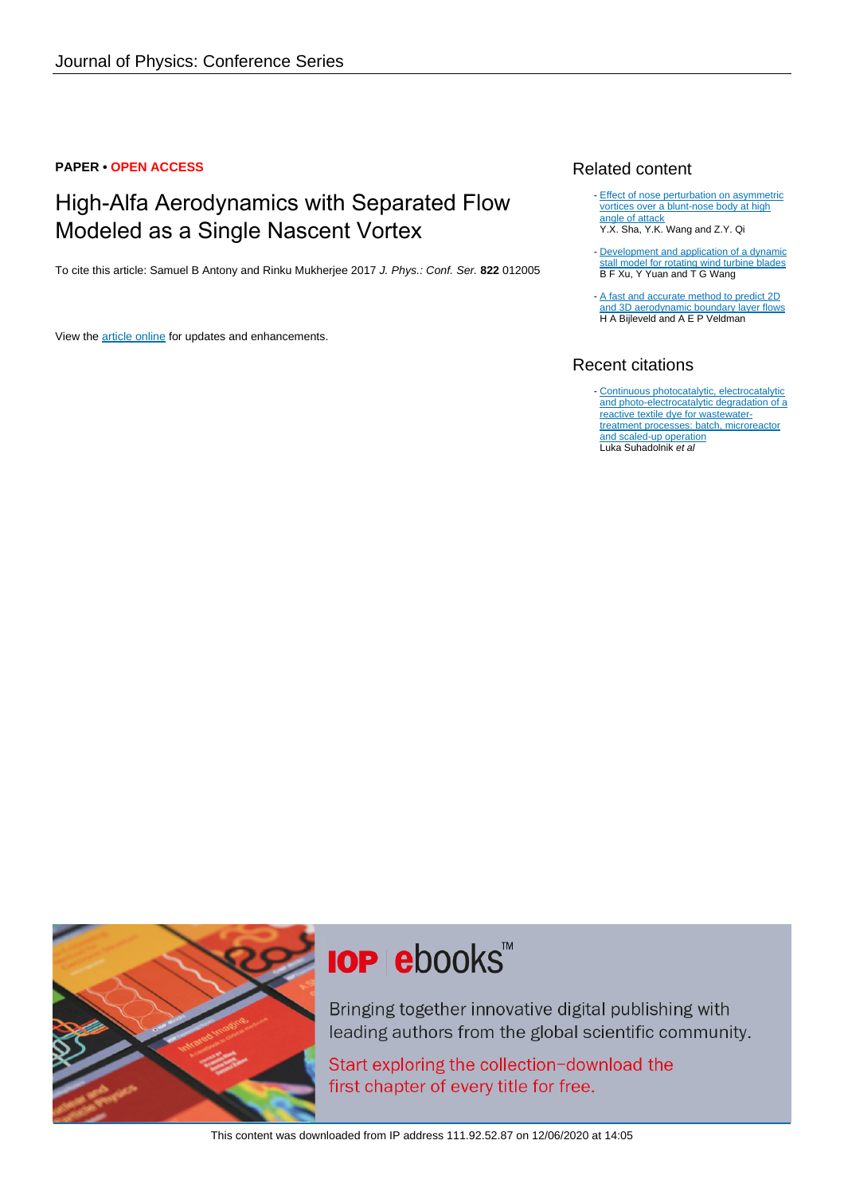**PAPER • OPEN ACCESS**

# High-Alfa Aerodynamics with Separated Flow Modeled as a Single Nascent Vortex

To cite this article: Samuel B Antony and Rinku Mukherjee 2017 *J. Phys.: Conf. Ser.* **822** 012005

View the article online for updates and enhancements.

## Related content

- Effect of nose perturbation on asymmetric vortices over a blunt-nose body at high angle of attack
  Y.X. Sha, Y.K. Wang and Z.Y. Qi

- Development and application of a dynamic stall model for rotating wind turbine blades
  B F Xu, Y Yuan and T G Wang

- A fast and accurate method to predict 2D and 3D aerodynamic boundary layer flows
  H A Bijleveld and A E P Veldman

## Recent citations

- Continuous photocatalytic, electrocatalytic and photo-electrocatalytic degradation of a reactive textile dye for wastewater-treatment processes: batch, microreactor and scaled-up operation
  Luka Suhadolnik *et al*

**IOP ebooks™**

Bringing together innovative digital publishing with leading authors from the global scientific community.

Start exploring the collection–download the first chapter of every title for free.

This content was downloaded from IP address 111.92.52.87 on 12/06/2020 at 14:05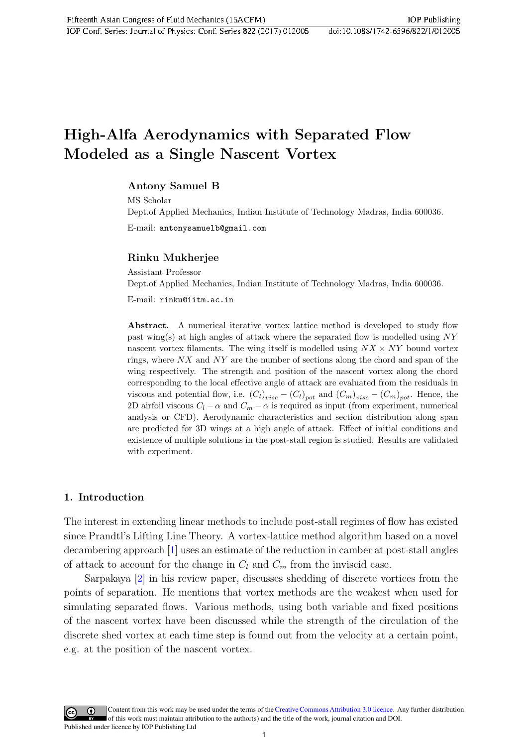# High-Alfa Aerodynamics with Separated Flow Modeled as a Single Nascent Vortex

### Antony Samuel B

MS Scholar

Dept.of Applied Mechanics, Indian Institute of Technology Madras, India 600036.

E-mail: antonysamuelb@gmail.com

### Rinku Mukherjee

Assistant Professor

Dept.of Applied Mechanics, Indian Institute of Technology Madras, India 600036.

E-mail: rinku@iitm.ac.in

**Abstract.** A numerical iterative vortex lattice method is developed to study flow past wing(s) at high angles of attack where the separated flow is modelled using $NY$ nascent vortex filaments. The wing itself is modelled using $NX \times NY$ bound vortex rings, where $NX$ and $NY$ are the number of sections along the chord and span of the wing respectively. The strength and position of the nascent vortex along the chord corresponding to the local effective angle of attack are evaluated from the residuals in viscous and potential flow, i.e. $(C_l)_{visc} - (C_l)_{pot}$ and $(C_m)_{visc} - (C_m)_{pot}$. Hence, the 2D airfoil viscous $C_l - \alpha$ and $C_m - \alpha$ is required as input (from experiment, numerical analysis or CFD). Aerodynamic characteristics and section distribution along span are predicted for 3D wings at a high angle of attack. Effect of initial conditions and existence of multiple solutions in the post-stall region is studied. Results are validated with experiment.

## 1. Introduction

The interest in extending linear methods to include post-stall regimes of flow has existed since Prandtl's Lifting Line Theory. A vortex-lattice method algorithm based on a novel decambering approach [1] uses an estimate of the reduction in camber at post-stall angles of attack to account for the change in $C_l$ and $C_m$ from the inviscid case.

Sarpakaya [2] in his review paper, discusses shedding of discrete vortices from the points of separation. He mentions that vortex methods are the weakest when used for simulating separated flows. Various methods, using both variable and fixed positions of the nascent vortex have been discussed while the strength of the circulation of the discrete shed vortex at each time step is found out from the velocity at a certain point, e.g. at the position of the nascent vortex.

Content from this work may be used under the terms of the Creative Commons Attribution 3.0 licence. Any further distribution of this work must maintain attribution to the author(s) and the title of the work, journal citation and DOI.
Published under licence by IOP Publishing Ltd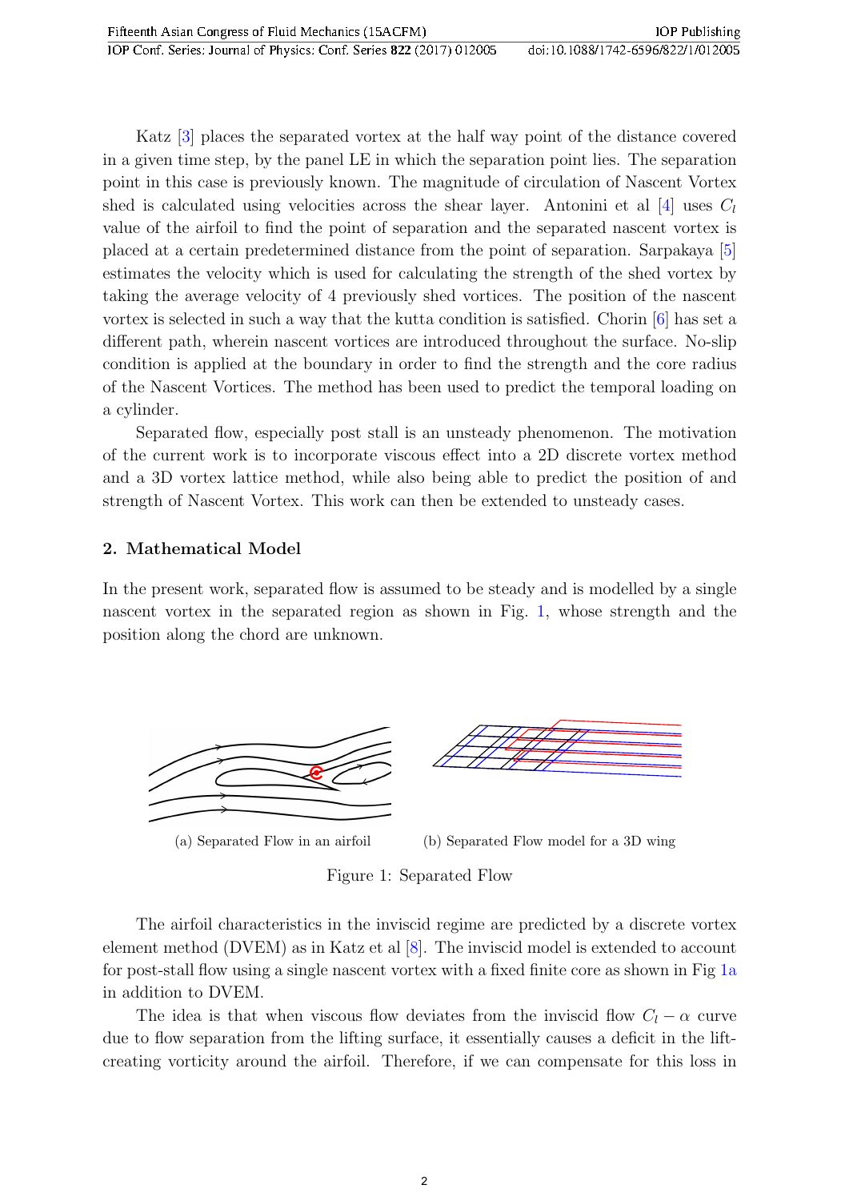Katz [3] places the separated vortex at the half way point of the distance covered in a given time step, by the panel LE in which the separation point lies. The separation point in this case is previously known. The magnitude of circulation of Nascent Vortex shed is calculated using velocities across the shear layer. Antonini et al [4] uses $C_l$ value of the airfoil to find the point of separation and the separated nascent vortex is placed at a certain predetermined distance from the point of separation. Sarpakaya [5] estimates the velocity which is used for calculating the strength of the shed vortex by taking the average velocity of 4 previously shed vortices. The position of the nascent vortex is selected in such a way that the kutta condition is satisfied. Chorin [6] has set a different path, wherein nascent vortices are introduced throughout the surface. No-slip condition is applied at the boundary in order to find the strength and the core radius of the Nascent Vortices. The method has been used to predict the temporal loading on a cylinder.

Separated flow, especially post stall is an unsteady phenomenon. The motivation of the current work is to incorporate viscous effect into a 2D discrete vortex method and a 3D vortex lattice method, while also being able to predict the position of and strength of Nascent Vortex. This work can then be extended to unsteady cases.

## 2. Mathematical Model

In the present work, separated flow is assumed to be steady and is modelled by a single nascent vortex in the separated region as shown in Fig. 1, whose strength and the position along the chord are unknown.

(a) Separated Flow in an airfoil

(b) Separated Flow model for a 3D wing

Figure 1: Separated Flow

The airfoil characteristics in the inviscid regime are predicted by a discrete vortex element method (DVEM) as in Katz et al [8]. The inviscid model is extended to account for post-stall flow using a single nascent vortex with a fixed finite core as shown in Fig 1a in addition to DVEM.

The idea is that when viscous flow deviates from the inviscid flow $C_l - \alpha$ curve due to flow separation from the lifting surface, it essentially causes a deficit in the lift-creating vorticity around the airfoil. Therefore, if we can compensate for this loss in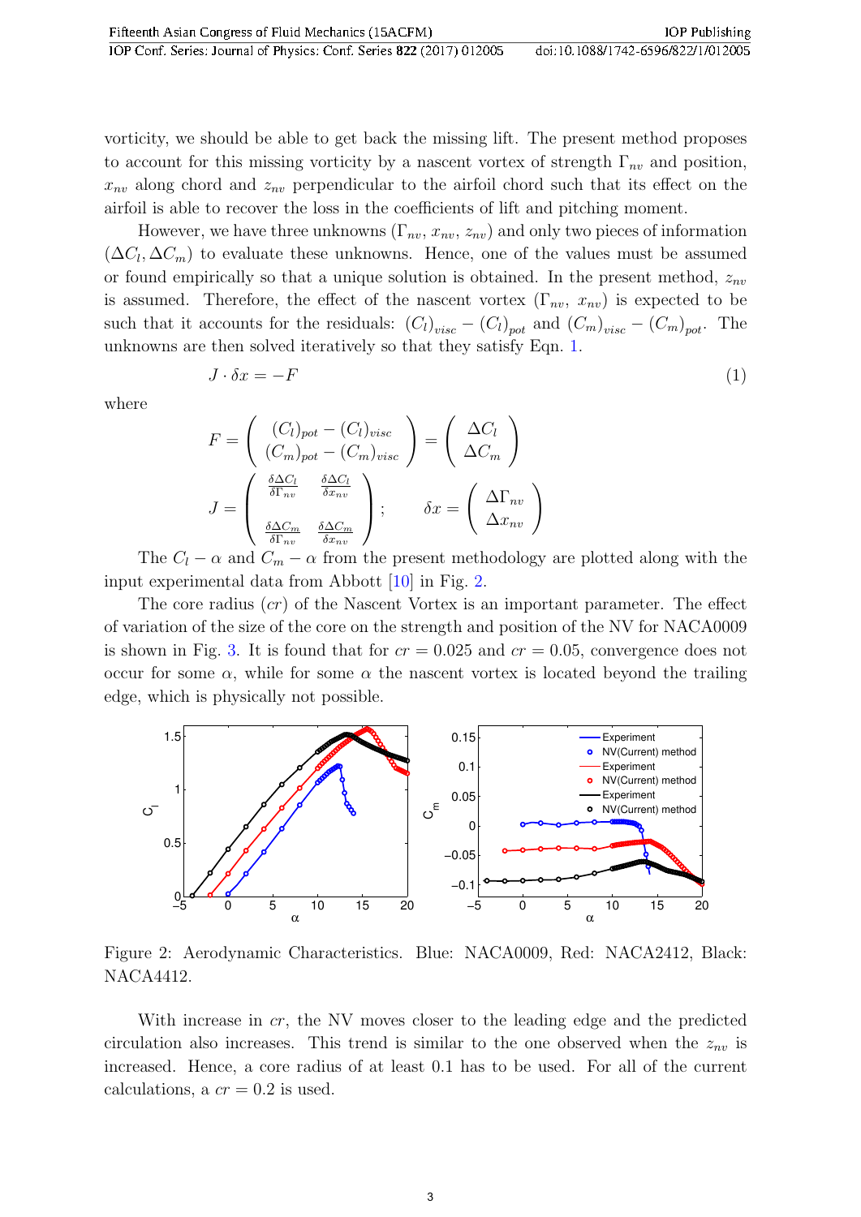vorticity, we should be able to get back the missing lift. The present method proposes to account for this missing vorticity by a nascent vortex of strength $\Gamma_{nv}$ and position, $x_{nv}$ along chord and $z_{nv}$ perpendicular to the airfoil chord such that its effect on the airfoil is able to recover the loss in the coefficients of lift and pitching moment.

However, we have three unknowns ($\Gamma_{nv}$, $x_{nv}$, $z_{nv}$) and only two pieces of information ($\Delta C_l, \Delta C_m$) to evaluate these unknowns. Hence, one of the values must be assumed or found empirically so that a unique solution is obtained. In the present method, $z_{nv}$ is assumed. Therefore, the effect of the nascent vortex ($\Gamma_{nv}$, $x_{nv}$) is expected to be such that it accounts for the residuals: $(C_l)_{visc} - (C_l)_{pot}$ and $(C_m)_{visc} - (C_m)_{pot}$. The unknowns are then solved iteratively so that they satisfy Eqn. 1.

$$J \cdot \delta x = -F \tag{1}$$

where

$$F = \begin{pmatrix} (C_l)_{pot} - (C_l)_{visc} \\ (C_m)_{pot} - (C_m)_{visc} \end{pmatrix} = \begin{pmatrix} \Delta C_l \\ \Delta C_m \end{pmatrix}$$

$$J = \begin{pmatrix} \frac{\delta \Delta C_l}{\delta \Gamma_{nv}} & \frac{\delta \Delta C_l}{\delta x_{nv}} \\ \frac{\delta \Delta C_m}{\delta \Gamma_{nv}} & \frac{\delta \Delta C_m}{\delta x_{nv}} \end{pmatrix}; \qquad \delta x = \begin{pmatrix} \Delta \Gamma_{nv} \\ \Delta x_{nv} \end{pmatrix}$$

The $C_l - \alpha$ and $C_m - \alpha$ from the present methodology are plotted along with the input experimental data from Abbott [10] in Fig. 2.

The core radius ($cr$) of the Nascent Vortex is an important parameter. The effect of variation of the size of the core on the strength and position of the NV for NACA0009 is shown in Fig. 3. It is found that for $cr = 0.025$ and $cr = 0.05$, convergence does not occur for some $\alpha$, while for some $\alpha$ the nascent vortex is located beyond the trailing edge, which is physically not possible.

Figure 2: Aerodynamic Characteristics. Blue: NACA0009, Red: NACA2412, Black: NACA4412.

With increase in $cr$, the NV moves closer to the leading edge and the predicted circulation also increases. This trend is similar to the one observed when the $z_{nv}$ is increased. Hence, a core radius of at least 0.1 has to be used. For all of the current calculations, a $cr = 0.2$ is used.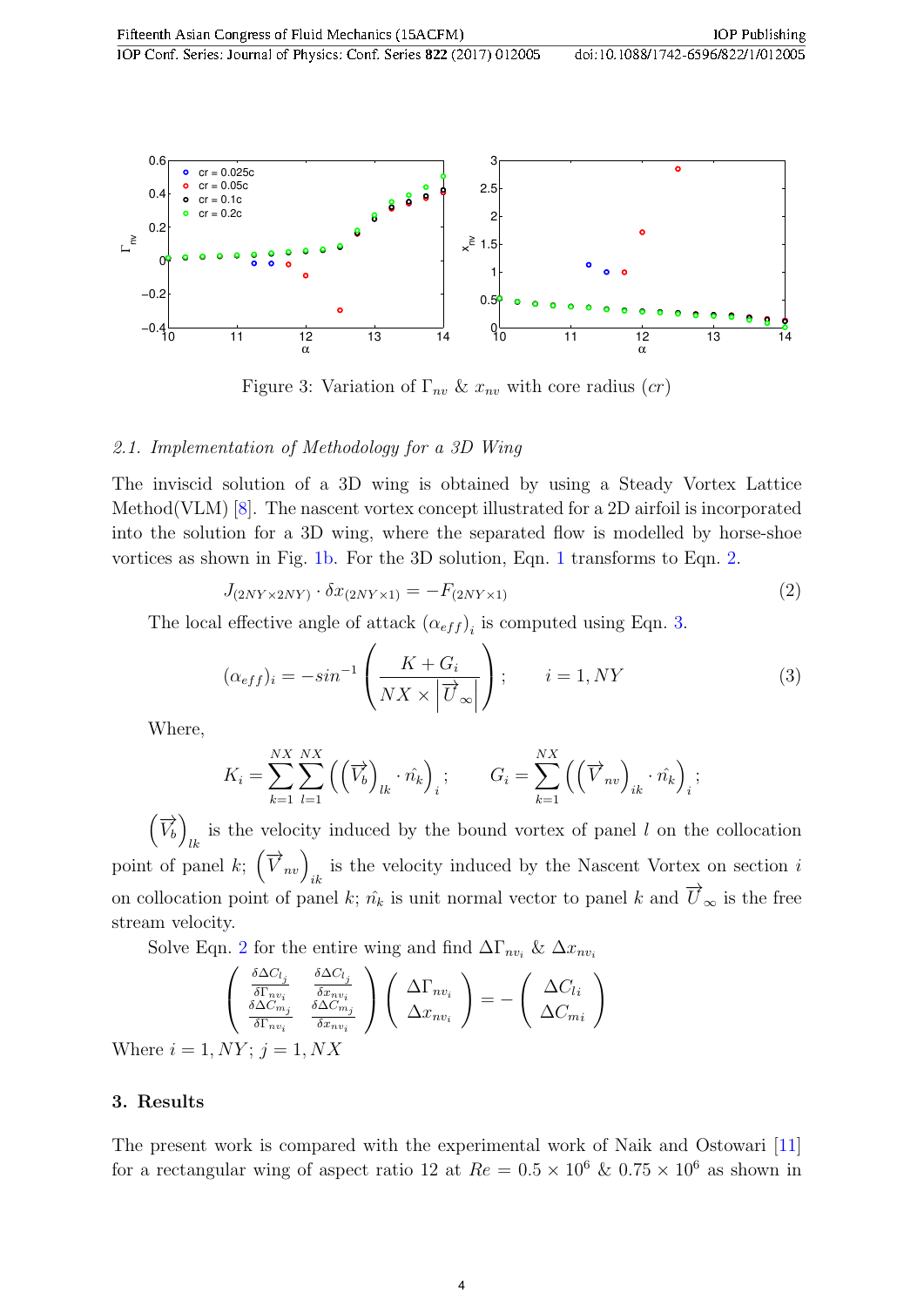Figure 3: Variation of $\Gamma_{nv}$ & $x_{nv}$ with core radius ($cr$)

### 2.1. Implementation of Methodology for a 3D Wing

The inviscid solution of a 3D wing is obtained by using a Steady Vortex Lattice Method(VLM) [8]. The nascent vortex concept illustrated for a 2D airfoil is incorporated into the solution for a 3D wing, where the separated flow is modelled by horse-shoe vortices as shown in Fig. 1b. For the 3D solution, Eqn. 1 transforms to Eqn. 2.

$$J_{(2NY\times 2NY)} \cdot \delta x_{(2NY\times 1)} = -F_{(2NY\times 1)} \tag{2}$$

The local effective angle of attack $(\alpha_{eff})_i$ is computed using Eqn. 3.

$$(\alpha_{eff})_i = -sin^{-1}\left(\frac{K + G_i}{NX \times \left|\vec{U}_\infty\right|}\right); \qquad i = 1, NY \tag{3}$$

Where,

$$K_i = \sum_{k=1}^{NX}\sum_{l=1}^{NX}\left(\left(\vec{V_b}\right)_{lk} \cdot \hat{n_k}\right)_i; \qquad G_i = \sum_{k=1}^{NX}\left(\left(\vec{V}_{nv}\right)_{ik} \cdot \hat{n_k}\right)_i;$$

$\left(\vec{V_b}\right)_{lk}$ is the velocity induced by the bound vortex of panel $l$ on the collocation point of panel $k$; $\left(\vec{V}_{nv}\right)_{ik}$ is the velocity induced by the Nascent Vortex on section $i$ on collocation point of panel $k$; $\hat{n_k}$ is unit normal vector to panel $k$ and $\vec{U}_\infty$ is the free stream velocity.

Solve Eqn. 2 for the entire wing and find $\Delta\Gamma_{nv_i}$ & $\Delta x_{nv_i}$

$$\begin{pmatrix} \frac{\delta \Delta C_{l_j}}{\delta \Gamma_{nv_i}} & \frac{\delta \Delta C_{l_j}}{\delta x_{nv_i}} \\ \frac{\delta \Delta C_{m_j}}{\delta \Gamma_{nv_i}} & \frac{\delta \Delta C_{m_j}}{\delta x_{nv_i}} \end{pmatrix} \begin{pmatrix} \Delta\Gamma_{nv_i} \\ \Delta x_{nv_i} \end{pmatrix} = -\begin{pmatrix} \Delta C_{li} \\ \Delta C_{mi} \end{pmatrix}$$

Where $i = 1, NY$; $j = 1, NX$

## 3. Results

The present work is compared with the experimental work of Naik and Ostowari [11] for a rectangular wing of aspect ratio 12 at $Re = 0.5 \times 10^6$ & $0.75 \times 10^6$ as shown in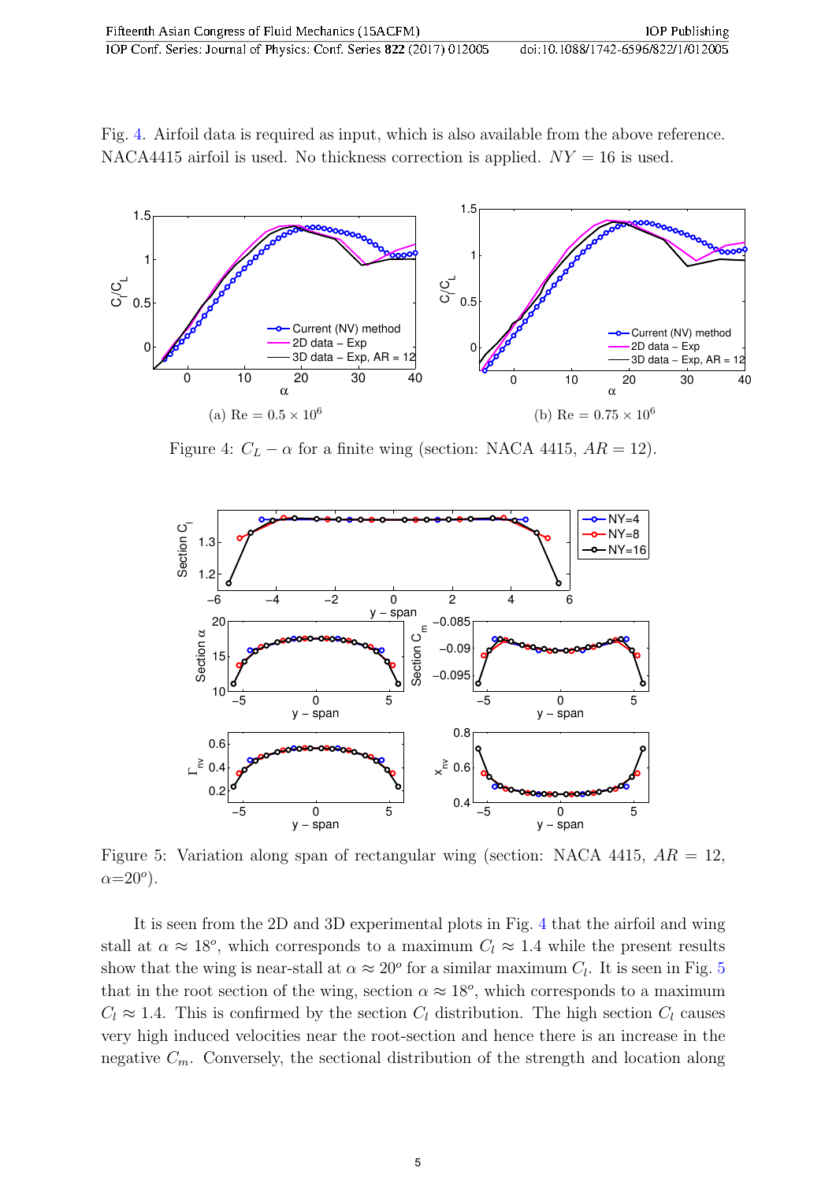Fig. 4. Airfoil data is required as input, which is also available from the above reference. NACA4415 airfoil is used. No thickness correction is applied. $NY = 16$ is used.

(a) Re = $0.5 \times 10^6$

(b) Re = $0.75 \times 10^6$

Figure 4: $C_L - \alpha$ for a finite wing (section: NACA 4415, $AR = 12$).

Figure 5: Variation along span of rectangular wing (section: NACA 4415, $AR = 12$, $\alpha$=20$^o$).

It is seen from the 2D and 3D experimental plots in Fig. 4 that the airfoil and wing stall at $\alpha \approx 18^o$, which corresponds to a maximum $C_l \approx 1.4$ while the present results show that the wing is near-stall at $\alpha \approx 20^o$ for a similar maximum $C_l$. It is seen in Fig. 5 that in the root section of the wing, section $\alpha \approx 18^o$, which corresponds to a maximum $C_l \approx 1.4$. This is confirmed by the section $C_l$ distribution. The high section $C_l$ causes very high induced velocities near the root-section and hence there is an increase in the negative $C_m$. Conversely, the sectional distribution of the strength and location along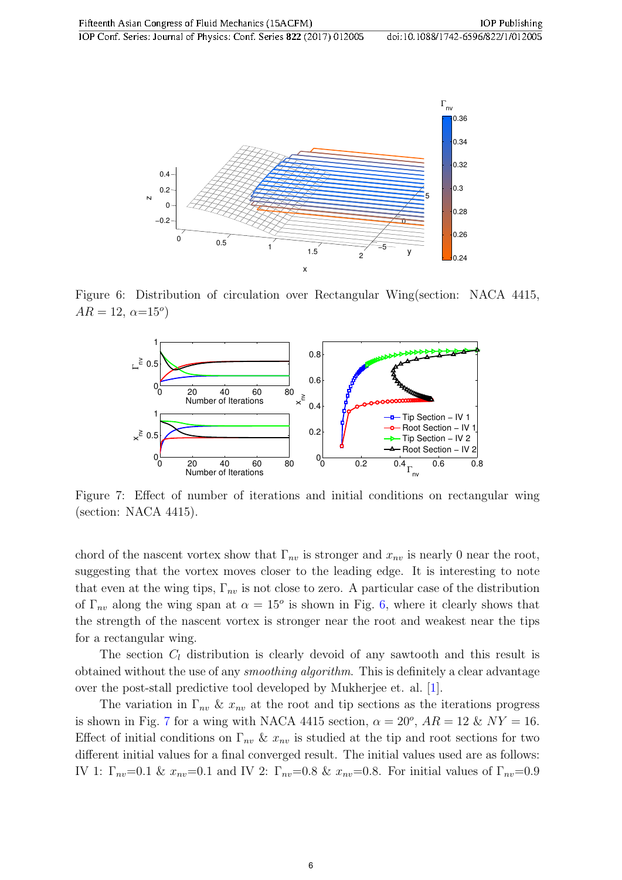Figure 6: Distribution of circulation over Rectangular Wing(section: NACA 4415, $AR = 12$, $\alpha = 15^o$)

Figure 7: Effect of number of iterations and initial conditions on rectangular wing (section: NACA 4415).

chord of the nascent vortex show that $\Gamma_{nv}$ is stronger and $x_{nv}$ is nearly 0 near the root, suggesting that the vortex moves closer to the leading edge. It is interesting to note that even at the wing tips, $\Gamma_{nv}$ is not close to zero. A particular case of the distribution of $\Gamma_{nv}$ along the wing span at $\alpha = 15^o$ is shown in Fig. 6, where it clearly shows that the strength of the nascent vortex is stronger near the root and weakest near the tips for a rectangular wing.

The section $C_l$ distribution is clearly devoid of any sawtooth and this result is obtained without the use of any *smoothing algorithm*. This is definitely a clear advantage over the post-stall predictive tool developed by Mukherjee et. al. [1].

The variation in $\Gamma_{nv}$ & $x_{nv}$ at the root and tip sections as the iterations progress is shown in Fig. 7 for a wing with NACA 4415 section, $\alpha = 20^o$, $AR = 12$ & $NY = 16$. Effect of initial conditions on $\Gamma_{nv}$ & $x_{nv}$ is studied at the tip and root sections for two different initial values for a final converged result. The initial values used are as follows: IV 1: $\Gamma_{nv}$=0.1 & $x_{nv}$=0.1 and IV 2: $\Gamma_{nv}$=0.8 & $x_{nv}$=0.8. For initial values of $\Gamma_{nv}$=0.9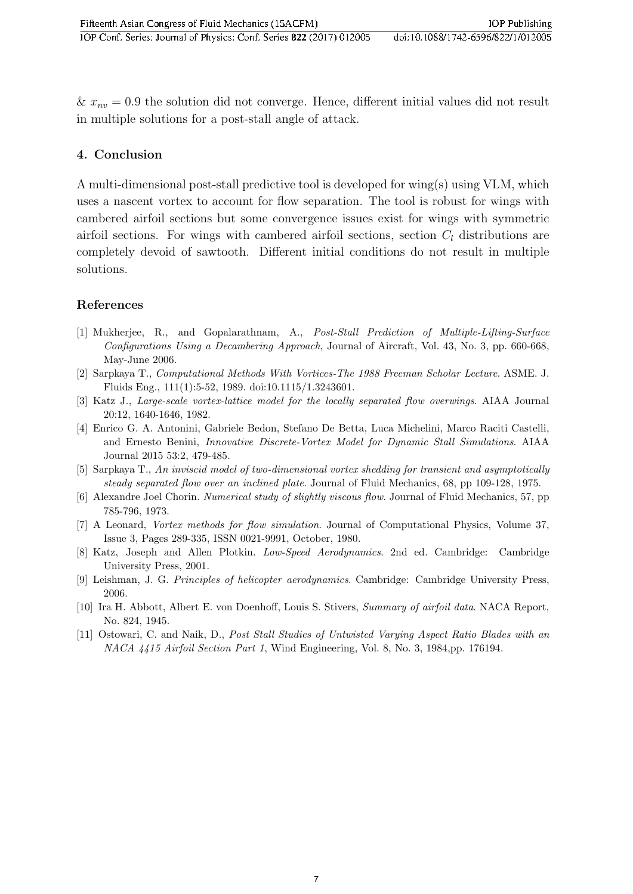& $x_{nv} = 0.9$ the solution did not converge. Hence, different initial values did not result in multiple solutions for a post-stall angle of attack.

## 4. Conclusion

A multi-dimensional post-stall predictive tool is developed for wing(s) using VLM, which uses a nascent vortex to account for flow separation. The tool is robust for wings with cambered airfoil sections but some convergence issues exist for wings with symmetric airfoil sections. For wings with cambered airfoil sections, section $C_l$ distributions are completely devoid of sawtooth. Different initial conditions do not result in multiple solutions.

## References

[1] Mukherjee, R., and Gopalarathnam, A., *Post-Stall Prediction of Multiple-Lifting-Surface Configurations Using a Decambering Approach*, Journal of Aircraft, Vol. 43, No. 3, pp. 660-668, May-June 2006.

[2] Sarpkaya T., *Computational Methods With Vortices-The 1988 Freeman Scholar Lecture*. ASME. J. Fluids Eng., 111(1):5-52, 1989. doi:10.1115/1.3243601.

[3] Katz J., *Large-scale vortex-lattice model for the locally separated flow overwings*. AIAA Journal 20:12, 1640-1646, 1982.

[4] Enrico G. A. Antonini, Gabriele Bedon, Stefano De Betta, Luca Michelini, Marco Raciti Castelli, and Ernesto Benini, *Innovative Discrete-Vortex Model for Dynamic Stall Simulations*. AIAA Journal 2015 53:2, 479-485.

[5] Sarpkaya T., *An inviscid model of two-dimensional vortex shedding for transient and asymptotically steady separated flow over an inclined plate*. Journal of Fluid Mechanics, 68, pp 109-128, 1975.

[6] Alexandre Joel Chorin. *Numerical study of slightly viscous flow*. Journal of Fluid Mechanics, 57, pp 785-796, 1973.

[7] A Leonard, *Vortex methods for flow simulation*. Journal of Computational Physics, Volume 37, Issue 3, Pages 289-335, ISSN 0021-9991, October, 1980.

[8] Katz, Joseph and Allen Plotkin. *Low-Speed Aerodynamics*. 2nd ed. Cambridge: Cambridge University Press, 2001.

[9] Leishman, J. G. *Principles of helicopter aerodynamics*. Cambridge: Cambridge University Press, 2006.

[10] Ira H. Abbott, Albert E. von Doenhoff, Louis S. Stivers, *Summary of airfoil data*. NACA Report, No. 824, 1945.

[11] Ostowari, C. and Naik, D., *Post Stall Studies of Untwisted Varying Aspect Ratio Blades with an NACA 4415 Airfoil Section Part 1*, Wind Engineering, Vol. 8, No. 3, 1984,pp. 176194.